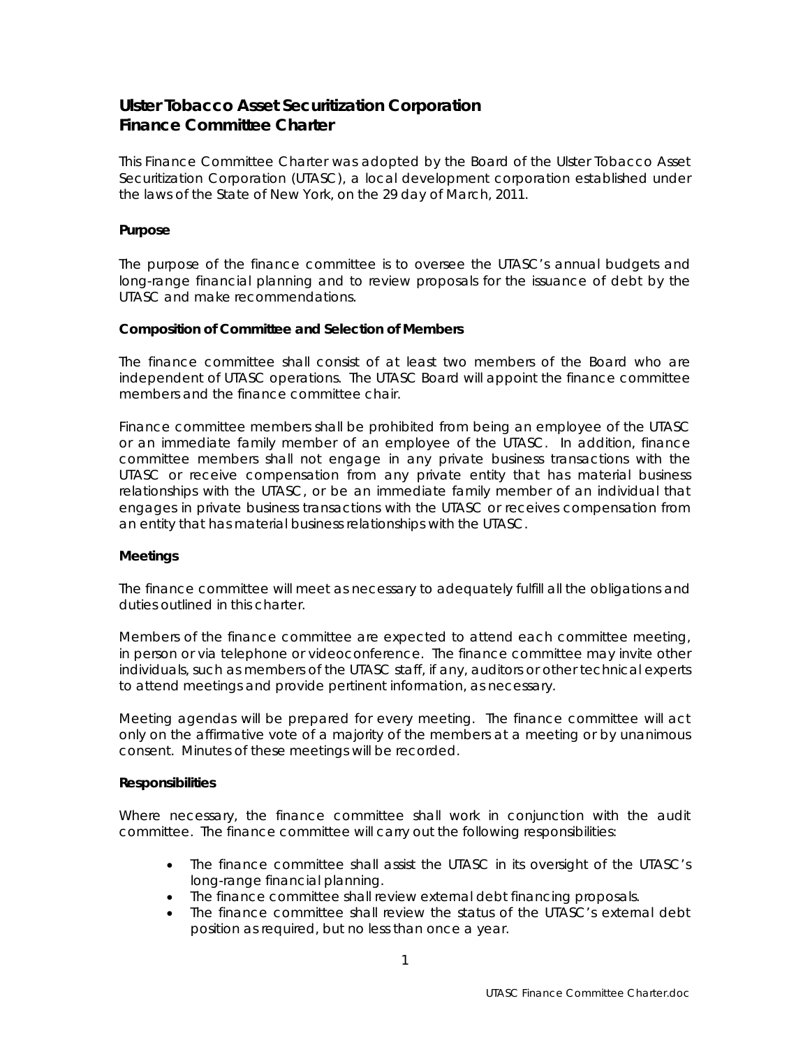# Ulster Tobacco Asset Securitization Corporation
# Finance Committee Charter

This Finance Committee Charter was adopted by the Board of the Ulster Tobacco Asset Securitization Corporation (UTASC), a local development corporation established under the laws of the State of New York, on the 29 day of March, 2011.

### Purpose

The purpose of the finance committee is to oversee the UTASC's annual budgets and long-range financial planning and to review proposals for the issuance of debt by the UTASC and make recommendations.

### Composition of Committee and Selection of Members

The finance committee shall consist of at least two members of the Board who are independent of UTASC operations. The UTASC Board will appoint the finance committee members and the finance committee chair.

Finance committee members shall be prohibited from being an employee of the UTASC or an immediate family member of an employee of the UTASC. In addition, finance committee members shall not engage in any private business transactions with the UTASC or receive compensation from any private entity that has material business relationships with the UTASC, or be an immediate family member of an individual that engages in private business transactions with the UTASC or receives compensation from an entity that has material business relationships with the UTASC.

### Meetings

The finance committee will meet as necessary to adequately fulfill all the obligations and duties outlined in this charter.

Members of the finance committee are expected to attend each committee meeting, in person or via telephone or videoconference. The finance committee may invite other individuals, such as members of the UTASC staff, if any, auditors or other technical experts to attend meetings and provide pertinent information, as necessary.

Meeting agendas will be prepared for every meeting. The finance committee will act only on the affirmative vote of a majority of the members at a meeting or by unanimous consent. Minutes of these meetings will be recorded.

### Responsibilities

Where necessary, the finance committee shall work in conjunction with the audit committee. The finance committee will carry out the following responsibilities:

- The finance committee shall assist the UTASC in its oversight of the UTASC's long-range financial planning.
- The finance committee shall review external debt financing proposals.
- The finance committee shall review the status of the UTASC's external debt position as required, but no less than once a year.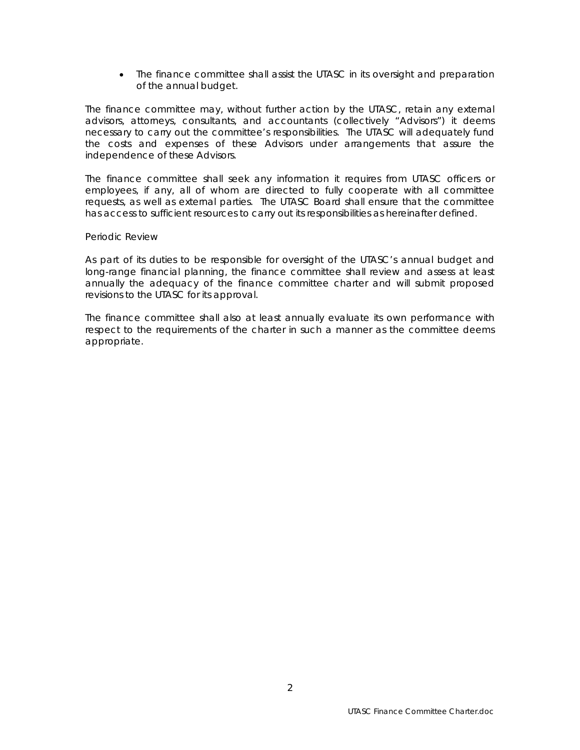- The finance committee shall assist the UTASC in its oversight and preparation of the annual budget.

The finance committee may, without further action by the UTASC, retain any external advisors, attorneys, consultants, and accountants (collectively "Advisors") it deems necessary to carry out the committee's responsibilities. The UTASC will adequately fund the costs and expenses of these Advisors under arrangements that assure the independence of these Advisors.

The finance committee shall seek any information it requires from UTASC officers or employees, if any, all of whom are directed to fully cooperate with all committee requests, as well as external parties. The UTASC Board shall ensure that the committee has access to sufficient resources to carry out its responsibilities as hereinafter defined.

Periodic Review

As part of its duties to be responsible for oversight of the UTASC's annual budget and long-range financial planning, the finance committee shall review and assess at least annually the adequacy of the finance committee charter and will submit proposed revisions to the UTASC for its approval.

The finance committee shall also at least annually evaluate its own performance with respect to the requirements of the charter in such a manner as the committee deems appropriate.